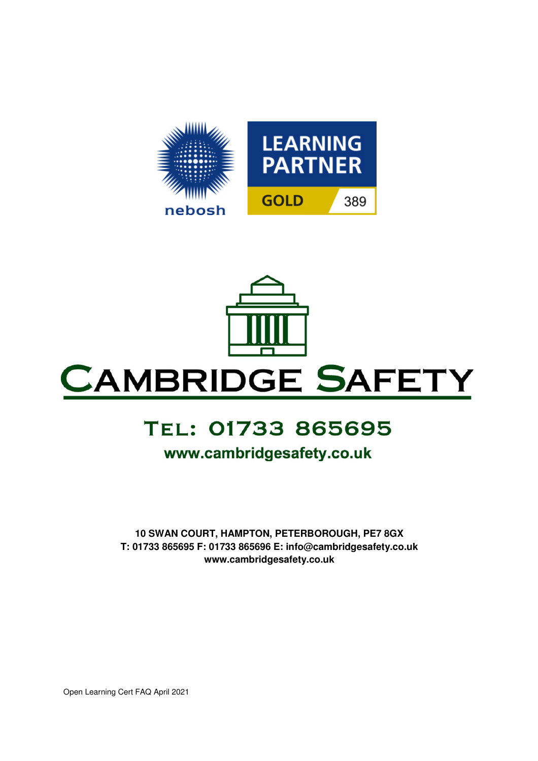nebosh

LEARNING PARTNER

GOLD 389

# CAMBRIDGE SAFETY

## TEL: 01733 865695

**www.cambridgesafety.co.uk**

**10 SWAN COURT, HAMPTON, PETERBOROUGH, PE7 8GX**
**T: 01733 865695 F: 01733 865696 E: info@cambridgesafety.co.uk**
**www.cambridgesafety.co.uk**

Open Learning Cert FAQ April 2021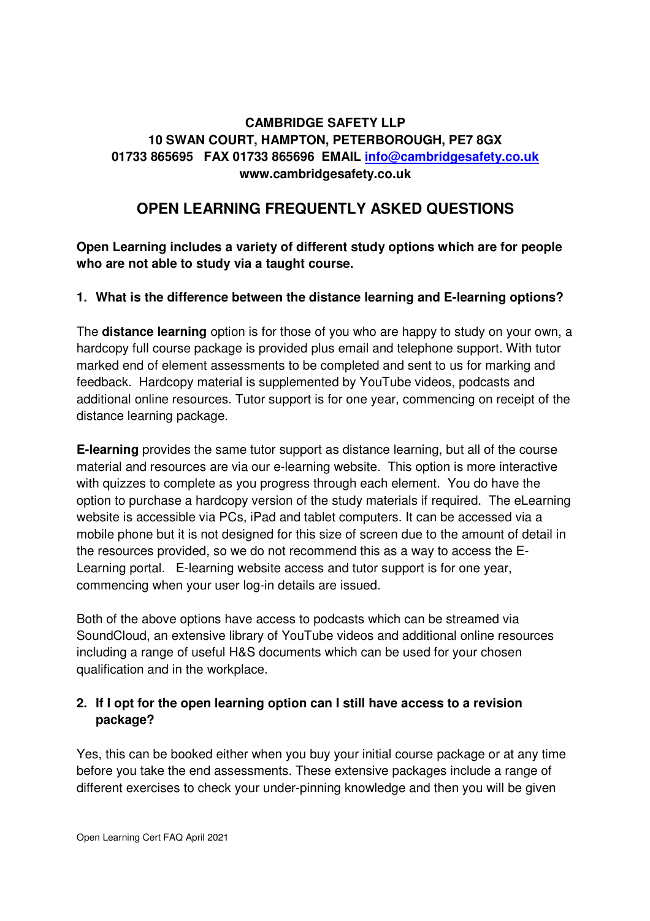**CAMBRIDGE SAFETY LLP**
**10 SWAN COURT, HAMPTON, PETERBOROUGH, PE7 8GX**
**01733 865695 FAX 01733 865696 EMAIL [info@cambridgesafety.co.uk](mailto:info@cambridgesafety.co.uk)**
**www.cambridgesafety.co.uk**

# OPEN LEARNING FREQUENTLY ASKED QUESTIONS

**Open Learning includes a variety of different study options which are for people who are not able to study via a taught course.**

## 1. What is the difference between the distance learning and E-learning options?

The **distance learning** option is for those of you who are happy to study on your own, a hardcopy full course package is provided plus email and telephone support. With tutor marked end of element assessments to be completed and sent to us for marking and feedback. Hardcopy material is supplemented by YouTube videos, podcasts and additional online resources. Tutor support is for one year, commencing on receipt of the distance learning package.

**E-learning** provides the same tutor support as distance learning, but all of the course material and resources are via our e-learning website. This option is more interactive with quizzes to complete as you progress through each element. You do have the option to purchase a hardcopy version of the study materials if required. The eLearning website is accessible via PCs, iPad and tablet computers. It can be accessed via a mobile phone but it is not designed for this size of screen due to the amount of detail in the resources provided, so we do not recommend this as a way to access the E-Learning portal. E-learning website access and tutor support is for one year, commencing when your user log-in details are issued.

Both of the above options have access to podcasts which can be streamed via SoundCloud, an extensive library of YouTube videos and additional online resources including a range of useful H&S documents which can be used for your chosen qualification and in the workplace.

## 2. If I opt for the open learning option can I still have access to a revision package?

Yes, this can be booked either when you buy your initial course package or at any time before you take the end assessments. These extensive packages include a range of different exercises to check your under-pinning knowledge and then you will be given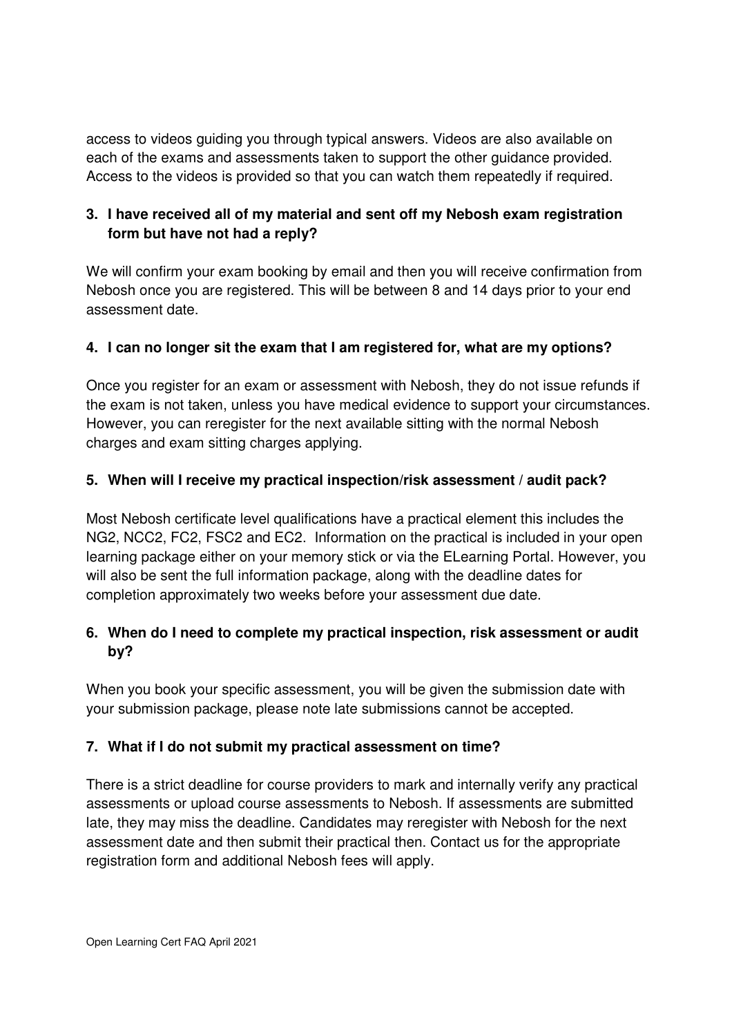access to videos guiding you through typical answers. Videos are also available on each of the exams and assessments taken to support the other guidance provided. Access to the videos is provided so that you can watch them repeatedly if required.

**3. I have received all of my material and sent off my Nebosh exam registration form but have not had a reply?**

We will confirm your exam booking by email and then you will receive confirmation from Nebosh once you are registered. This will be between 8 and 14 days prior to your end assessment date.

**4. I can no longer sit the exam that I am registered for, what are my options?**

Once you register for an exam or assessment with Nebosh, they do not issue refunds if the exam is not taken, unless you have medical evidence to support your circumstances. However, you can reregister for the next available sitting with the normal Nebosh charges and exam sitting charges applying.

**5. When will I receive my practical inspection/risk assessment / audit pack?**

Most Nebosh certificate level qualifications have a practical element this includes the NG2, NCC2, FC2, FSC2 and EC2. Information on the practical is included in your open learning package either on your memory stick or via the ELearning Portal. However, you will also be sent the full information package, along with the deadline dates for completion approximately two weeks before your assessment due date.

**6. When do I need to complete my practical inspection, risk assessment or audit by?**

When you book your specific assessment, you will be given the submission date with your submission package, please note late submissions cannot be accepted.

**7. What if I do not submit my practical assessment on time?**

There is a strict deadline for course providers to mark and internally verify any practical assessments or upload course assessments to Nebosh. If assessments are submitted late, they may miss the deadline. Candidates may reregister with Nebosh for the next assessment date and then submit their practical then. Contact us for the appropriate registration form and additional Nebosh fees will apply.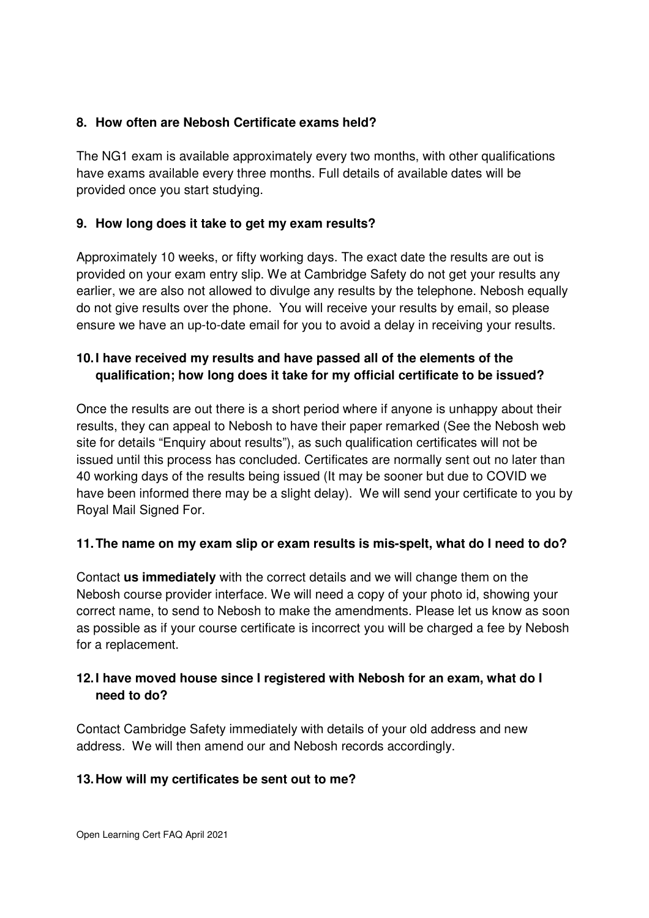**8. How often are Nebosh Certificate exams held?**

The NG1 exam is available approximately every two months, with other qualifications have exams available every three months. Full details of available dates will be provided once you start studying.

**9. How long does it take to get my exam results?**

Approximately 10 weeks, or fifty working days. The exact date the results are out is provided on your exam entry slip. We at Cambridge Safety do not get your results any earlier, we are also not allowed to divulge any results by the telephone. Nebosh equally do not give results over the phone. You will receive your results by email, so please ensure we have an up-to-date email for you to avoid a delay in receiving your results.

**10. I have received my results and have passed all of the elements of the qualification; how long does it take for my official certificate to be issued?**

Once the results are out there is a short period where if anyone is unhappy about their results, they can appeal to Nebosh to have their paper remarked (See the Nebosh web site for details "Enquiry about results"), as such qualification certificates will not be issued until this process has concluded. Certificates are normally sent out no later than 40 working days of the results being issued (It may be sooner but due to COVID we have been informed there may be a slight delay). We will send your certificate to you by Royal Mail Signed For.

**11. The name on my exam slip or exam results is mis-spelt, what do I need to do?**

Contact **us immediately** with the correct details and we will change them on the Nebosh course provider interface. We will need a copy of your photo id, showing your correct name, to send to Nebosh to make the amendments. Please let us know as soon as possible as if your course certificate is incorrect you will be charged a fee by Nebosh for a replacement.

**12. I have moved house since I registered with Nebosh for an exam, what do I need to do?**

Contact Cambridge Safety immediately with details of your old address and new address. We will then amend our and Nebosh records accordingly.

**13. How will my certificates be sent out to me?**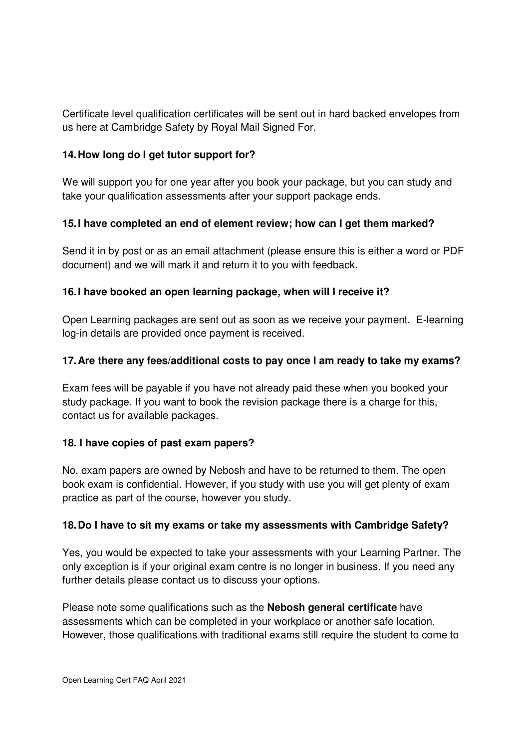Certificate level qualification certificates will be sent out in hard backed envelopes from us here at Cambridge Safety by Royal Mail Signed For.

**14. How long do I get tutor support for?**

We will support you for one year after you book your package, but you can study and take your qualification assessments after your support package ends.

**15. I have completed an end of element review; how can I get them marked?**

Send it in by post or as an email attachment (please ensure this is either a word or PDF document) and we will mark it and return it to you with feedback.

**16. I have booked an open learning package, when will I receive it?**

Open Learning packages are sent out as soon as we receive your payment. E-learning log-in details are provided once payment is received.

**17. Are there any fees/additional costs to pay once I am ready to take my exams?**

Exam fees will be payable if you have not already paid these when you booked your study package. If you want to book the revision package there is a charge for this, contact us for available packages.

**18. I have copies of past exam papers?**

No, exam papers are owned by Nebosh and have to be returned to them. The open book exam is confidential. However, if you study with use you will get plenty of exam practice as part of the course, however you study.

**18. Do I have to sit my exams or take my assessments with Cambridge Safety?**

Yes, you would be expected to take your assessments with your Learning Partner. The only exception is if your original exam centre is no longer in business. If you need any further details please contact us to discuss your options.

Please note some qualifications such as the **Nebosh general certificate** have assessments which can be completed in your workplace or another safe location. However, those qualifications with traditional exams still require the student to come to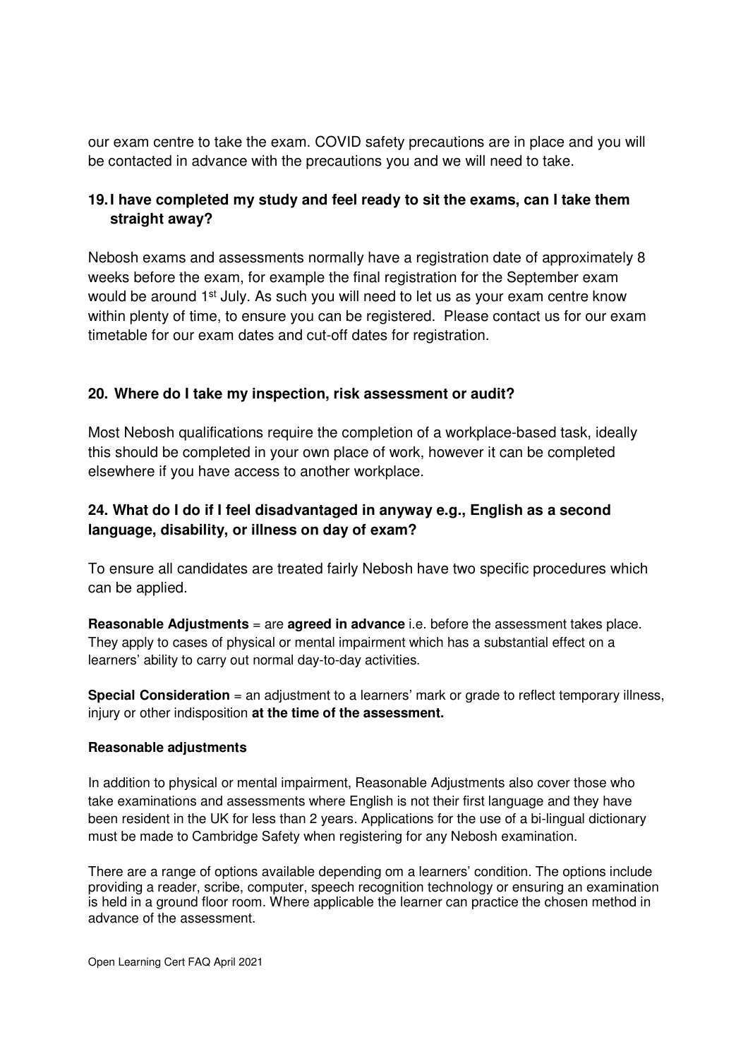our exam centre to take the exam. COVID safety precautions are in place and you will be contacted in advance with the precautions you and we will need to take.

### 19. I have completed my study and feel ready to sit the exams, can I take them straight away?

Nebosh exams and assessments normally have a registration date of approximately 8 weeks before the exam, for example the final registration for the September exam would be around 1st July. As such you will need to let us as your exam centre know within plenty of time, to ensure you can be registered. Please contact us for our exam timetable for our exam dates and cut-off dates for registration.

### 20. Where do I take my inspection, risk assessment or audit?

Most Nebosh qualifications require the completion of a workplace-based task, ideally this should be completed in your own place of work, however it can be completed elsewhere if you have access to another workplace.

### 24. What do I do if I feel disadvantaged in anyway e.g., English as a second language, disability, or illness on day of exam?

To ensure all candidates are treated fairly Nebosh have two specific procedures which can be applied.

**Reasonable Adjustments** = are **agreed in advance** i.e. before the assessment takes place. They apply to cases of physical or mental impairment which has a substantial effect on a learners' ability to carry out normal day-to-day activities.

**Special Consideration** = an adjustment to a learners' mark or grade to reflect temporary illness, injury or other indisposition **at the time of the assessment.**

**Reasonable adjustments**

In addition to physical or mental impairment, Reasonable Adjustments also cover those who take examinations and assessments where English is not their first language and they have been resident in the UK for less than 2 years. Applications for the use of a bi-lingual dictionary must be made to Cambridge Safety when registering for any Nebosh examination.

There are a range of options available depending om a learners' condition. The options include providing a reader, scribe, computer, speech recognition technology or ensuring an examination is held in a ground floor room. Where applicable the learner can practice the chosen method in advance of the assessment.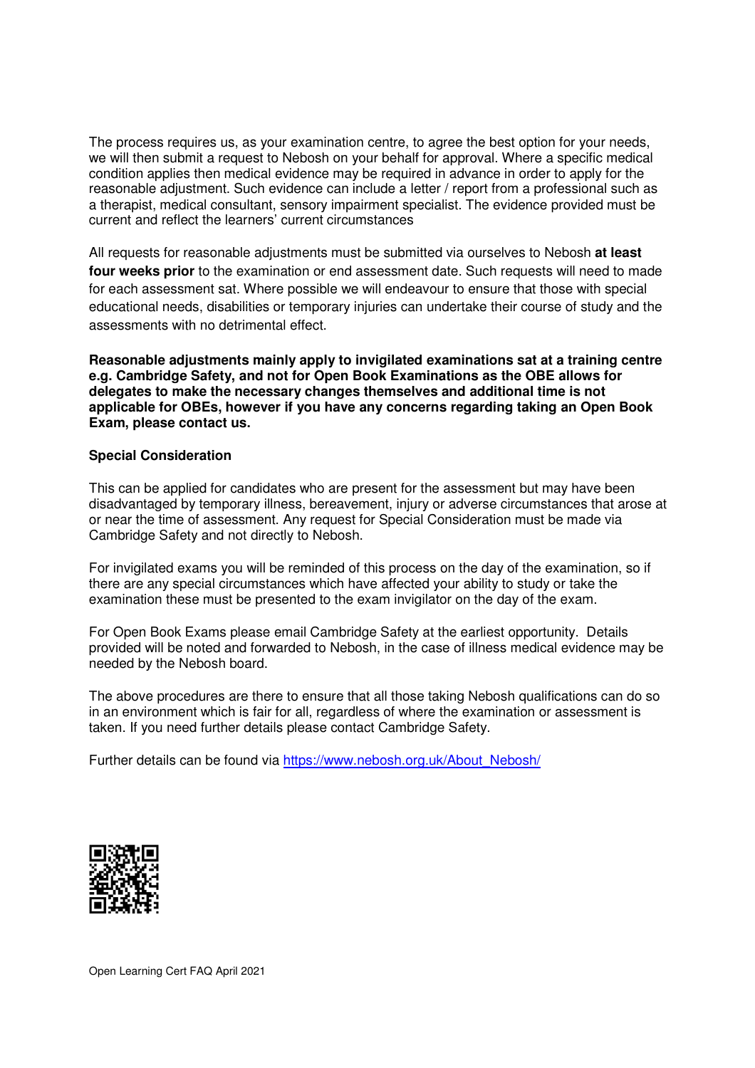The process requires us, as your examination centre, to agree the best option for your needs, we will then submit a request to Nebosh on your behalf for approval. Where a specific medical condition applies then medical evidence may be required in advance in order to apply for the reasonable adjustment. Such evidence can include a letter / report from a professional such as a therapist, medical consultant, sensory impairment specialist. The evidence provided must be current and reflect the learners' current circumstances

All requests for reasonable adjustments must be submitted via ourselves to Nebosh **at least four weeks prior** to the examination or end assessment date. Such requests will need to made for each assessment sat. Where possible we will endeavour to ensure that those with special educational needs, disabilities or temporary injuries can undertake their course of study and the assessments with no detrimental effect.

**Reasonable adjustments mainly apply to invigilated examinations sat at a training centre e.g. Cambridge Safety, and not for Open Book Examinations as the OBE allows for delegates to make the necessary changes themselves and additional time is not applicable for OBEs, however if you have any concerns regarding taking an Open Book Exam, please contact us.**

**Special Consideration**

This can be applied for candidates who are present for the assessment but may have been disadvantaged by temporary illness, bereavement, injury or adverse circumstances that arose at or near the time of assessment. Any request for Special Consideration must be made via Cambridge Safety and not directly to Nebosh.

For invigilated exams you will be reminded of this process on the day of the examination, so if there are any special circumstances which have affected your ability to study or take the examination these must be presented to the exam invigilator on the day of the exam.

For Open Book Exams please email Cambridge Safety at the earliest opportunity. Details provided will be noted and forwarded to Nebosh, in the case of illness medical evidence may be needed by the Nebosh board.

The above procedures are there to ensure that all those taking Nebosh qualifications can do so in an environment which is fair for all, regardless of where the examination or assessment is taken. If you need further details please contact Cambridge Safety.

Further details can be found via [https://www.nebosh.org.uk/About_Nebosh/](https://www.nebosh.org.uk/About_Nebosh/)